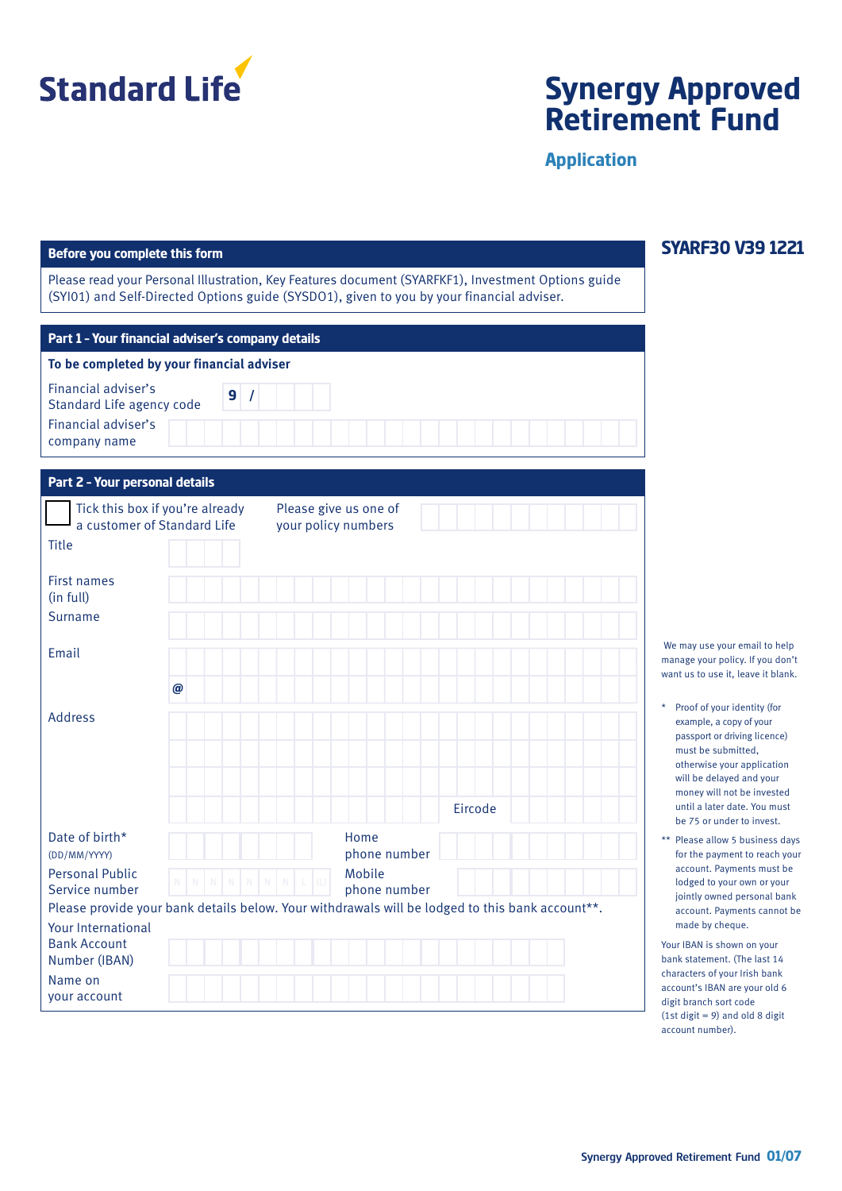# Standard Life

# Synergy Approved Retirement Fund

## Application

**SYARF30 V39 1221**

### Before you complete this form

Please read your Personal Illustration, Key Features document (SYARFKF1), Investment Options guide (SYI01) and Self-Directed Options guide (SYSDO1), given to you by your financial adviser.

### Part 1 – Your financial adviser's company details

**To be completed by your financial adviser**

Financial adviser's Standard Life agency code: 9 /

Financial adviser's company name:

### Part 2 – Your personal details

☐ Tick this box if you're already a customer of Standard Life

Please give us one of your policy numbers:

Title:

First names (in full):

Surname:

Email:
@

We may use your email to help manage your policy. If you don't want us to use it, leave it blank.

Address:

Eircode:

Date of birth* (DD/MM/YYYY):

Home phone number:

Personal Public Service number: N N N N N N N L (L)

Mobile phone number:

Please provide your bank details below. Your withdrawals will be lodged to this bank account**.

Your International Bank Account Number (IBAN):

Name on your account:

\* Proof of your identity (for example, a copy of your passport or driving licence) must be submitted, otherwise your application will be delayed and your money will not be invested until a later date. You must be 75 or under to invest.

\*\* Please allow 5 business days for the payment to reach your account. Payments must be lodged to your own or your jointly owned personal bank account. Payments cannot be made by cheque.

Your IBAN is shown on your bank statement. (The last 14 characters of your Irish bank account's IBAN are your old 6 digit branch sort code (1st digit = 9) and old 8 digit account number).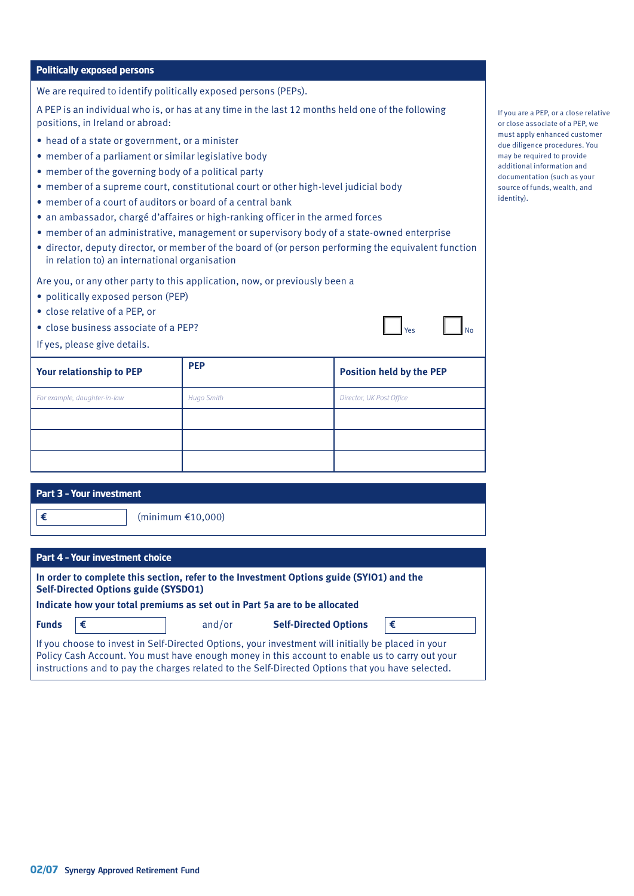## Politically exposed persons

We are required to identify politically exposed persons (PEPs).

A PEP is an individual who is, or has at any time in the last 12 months held one of the following positions, in Ireland or abroad:

- head of a state or government, or a minister
- member of a parliament or similar legislative body
- member of the governing body of a political party
- member of a supreme court, constitutional court or other high-level judicial body
- member of a court of auditors or board of a central bank
- an ambassador, chargé d'affaires or high-ranking officer in the armed forces
- member of an administrative, management or supervisory body of a state-owned enterprise
- director, deputy director, or member of the board of (or person performing the equivalent function in relation to) an international organisation

Are you, or any other party to this application, now, or previously been a

- politically exposed person (PEP)
- close relative of a PEP, or
- close business associate of a PEP?

☐ Yes ☐ No

If yes, please give details.

| Your relationship to PEP | PEP | Position held by the PEP |
|---|---|---|
| *For example, daughter-in-law* | *Hugo Smith* | *Director, UK Post Office* |
| | | |
| | | |
| | | |

If you are a PEP, or a close relative or close associate of a PEP, we must apply enhanced customer due diligence procedures. You may be required to provide additional information and documentation (such as your source of funds, wealth, and identity).

## Part 3 - Your investment

€ ______ (minimum €10,000)

## Part 4 - Your investment choice

**In order to complete this section, refer to the Investment Options guide (SYIO1) and the Self-Directed Options guide (SYSDO1)**

**Indicate how your total premiums as set out in Part 5a are to be allocated**

**Funds** € ______ and/or **Self-Directed Options** € ______

If you choose to invest in Self-Directed Options, your investment will initially be placed in your Policy Cash Account. You must have enough money in this account to enable us to carry out your instructions and to pay the charges related to the Self-Directed Options that you have selected.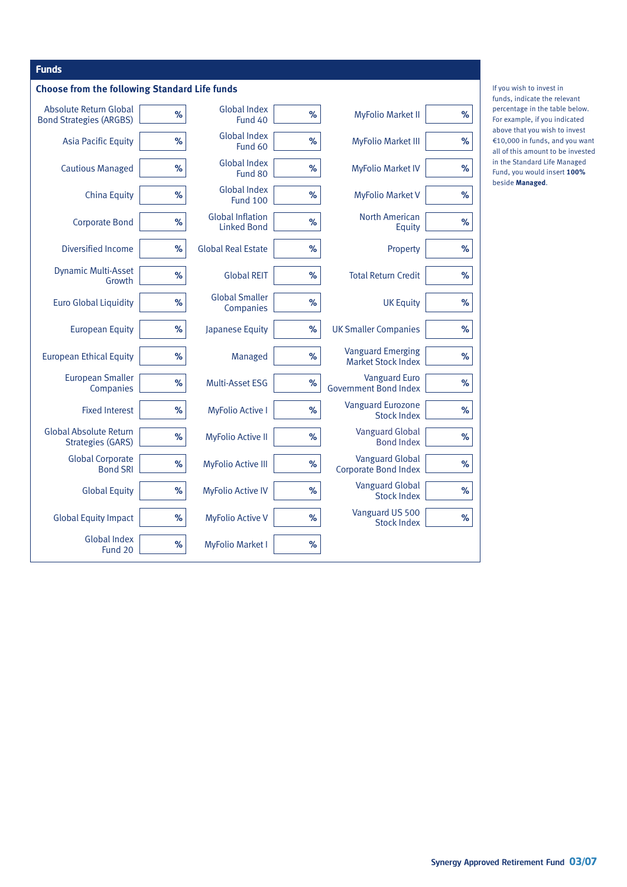## Funds

### Choose from the following Standard Life funds

| Fund | % | Fund | % | Fund | % |
|---|---|---|---|---|---|
| Absolute Return Global Bond Strategies (ARGBS) | % | Global Index Fund 40 | % | MyFolio Market II | % |
| Asia Pacific Equity | % | Global Index Fund 60 | % | MyFolio Market III | % |
| Cautious Managed | % | Global Index Fund 80 | % | MyFolio Market IV | % |
| China Equity | % | Global Index Fund 100 | % | MyFolio Market V | % |
| Corporate Bond | % | Global Inflation Linked Bond | % | North American Equity | % |
| Diversified Income | % | Global Real Estate | % | Property | % |
| Dynamic Multi-Asset Growth | % | Global REIT | % | Total Return Credit | % |
| Euro Global Liquidity | % | Global Smaller Companies | % | UK Equity | % |
| European Equity | % | Japanese Equity | % | UK Smaller Companies | % |
| European Ethical Equity | % | Managed | % | Vanguard Emerging Market Stock Index | % |
| European Smaller Companies | % | Multi-Asset ESG | % | Vanguard Euro Government Bond Index | % |
| Fixed Interest | % | MyFolio Active I | % | Vanguard Eurozone Stock Index | % |
| Global Absolute Return Strategies (GARS) | % | MyFolio Active II | % | Vanguard Global Bond Index | % |
| Global Corporate Bond SRI | % | MyFolio Active III | % | Vanguard Global Corporate Bond Index | % |
| Global Equity | % | MyFolio Active IV | % | Vanguard Global Stock Index | % |
| Global Equity Impact | % | MyFolio Active V | % | Vanguard US 500 Stock Index | % |
| Global Index Fund 20 | % | MyFolio Market I | % | | |

If you wish to invest in funds, indicate the relevant percentage in the table below. For example, if you indicated above that you wish to invest €10,000 in funds, and you want all of this amount to be invested in the Standard Life Managed Fund, you would insert **100%** beside **Managed**.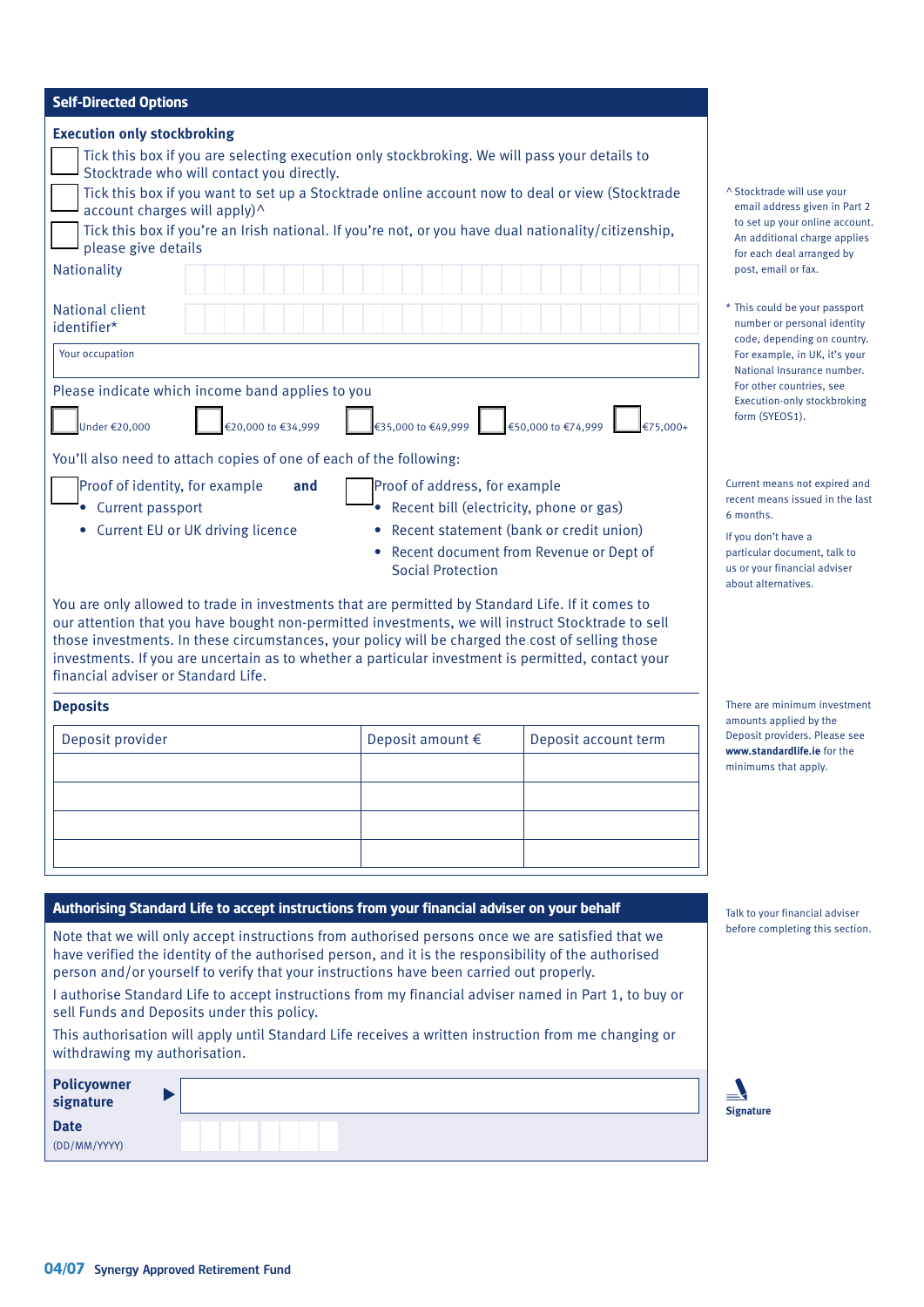## Self-Directed Options

### Execution only stockbroking

☐ Tick this box if you are selecting execution only stockbroking. We will pass your details to Stocktrade who will contact you directly.

☐ Tick this box if you want to set up a Stocktrade online account now to deal or view (Stocktrade account charges will apply)^

☐ Tick this box if you're an Irish national. If you're not, or you have dual nationality/citizenship, please give details

Nationality

National client identifier*

Your occupation

Please indicate which income band applies to you

☐ Under €20,000 ☐ €20,000 to €34,999 ☐ €35,000 to €49,999 ☐ €50,000 to €74,999 ☐ €75,000+

You'll also need to attach copies of one of each of the following:

☐ Proof of identity, for example
- Current passport
- Current EU or UK driving licence

**and**

☐ Proof of address, for example
- Recent bill (electricity, phone or gas)
- Recent statement (bank or credit union)
- Recent document from Revenue or Dept of Social Protection

You are only allowed to trade in investments that are permitted by Standard Life. If it comes to our attention that you have bought non-permitted investments, we will instruct Stocktrade to sell those investments. In these circumstances, your policy will be charged the cost of selling those investments. If you are uncertain as to whether a particular investment is permitted, contact your financial adviser or Standard Life.

^ Stocktrade will use your email address given in Part 2 to set up your online account. An additional charge applies for each deal arranged by post, email or fax.

* This could be your passport number or personal identity code, depending on country. For example, in UK, it's your National Insurance number. For other countries, see Execution-only stockbroking form (SYEOS1).

Current means not expired and recent means issued in the last 6 months.

If you don't have a particular document, talk to us or your financial adviser about alternatives.

### Deposits

| Deposit provider | Deposit amount € | Deposit account term |
|---|---|---|
| | | |
| | | |
| | | |
| | | |

There are minimum investment amounts applied by the Deposit providers. Please see **www.standardlife.ie** for the minimums that apply.

## Authorising Standard Life to accept instructions from your financial adviser on your behalf

Note that we will only accept instructions from authorised persons once we are satisfied that we have verified the identity of the authorised person, and it is the responsibility of the authorised person and/or yourself to verify that your instructions have been carried out properly.

I authorise Standard Life to accept instructions from my financial adviser named in Part 1, to buy or sell Funds and Deposits under this policy.

This authorisation will apply until Standard Life receives a written instruction from me changing or withdrawing my authorisation.

Talk to your financial adviser before completing this section.

**Policyowner signature** ▶

**Date** (DD/MM/YYYY)

**Signature**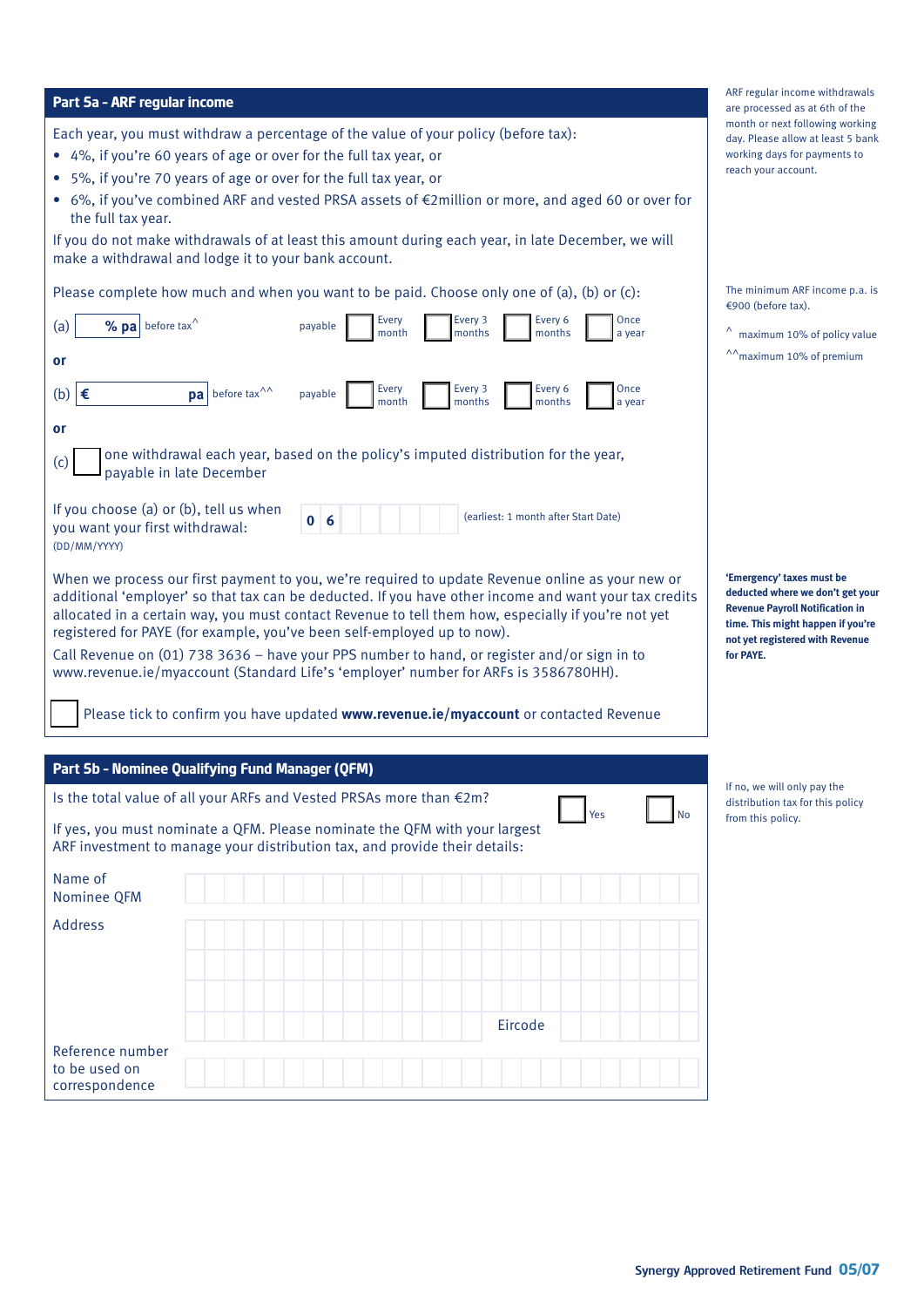## Part 5a - ARF regular income

Each year, you must withdraw a percentage of the value of your policy (before tax):

- 4%, if you're 60 years of age or over for the full tax year, or
- 5%, if you're 70 years of age or over for the full tax year, or
- 6%, if you've combined ARF and vested PRSA assets of €2million or more, and aged 60 or over for the full tax year.

If you do not make withdrawals of at least this amount during each year, in late December, we will make a withdrawal and lodge it to your bank account.

Please complete how much and when you want to be paid. Choose only one of (a), (b) or (c):

(a) ______ % pa before tax^ payable ☐ Every month ☐ Every 3 months ☐ Every 6 months ☐ Once a year

**or**

(b) € ______ pa before tax^^ payable ☐ Every month ☐ Every 3 months ☐ Every 6 months ☐ Once a year

**or**

(c) ☐ one withdrawal each year, based on the policy's imputed distribution for the year, payable in late December

If you choose (a) or (b), tell us when you want your first withdrawal: (DD/MM/YYYY) **0 6** __ __ __ __ __ __ (earliest: 1 month after Start Date)

When we process our first payment to you, we're required to update Revenue online as your new or additional 'employer' so that tax can be deducted. If you have other income and want your tax credits allocated in a certain way, you must contact Revenue to tell them how, especially if you're not yet registered for PAYE (for example, you've been self-employed up to now).

Call Revenue on (01) 738 3636 – have your PPS number to hand, or register and/or sign in to www.revenue.ie/myaccount (Standard Life's 'employer' number for ARFs is 3586780HH).

☐ Please tick to confirm you have updated **www.revenue.ie/myaccount** or contacted Revenue

ARF regular income withdrawals are processed as at 6th of the month or next following working day. Please allow at least 5 bank working days for payments to reach your account.

The minimum ARF income p.a. is €900 (before tax).

^ maximum 10% of policy value

^^maximum 10% of premium

**'Emergency' taxes must be deducted where we don't get your Revenue Payroll Notification in time. This might happen if you're not yet registered with Revenue for PAYE.**

## Part 5b - Nominee Qualifying Fund Manager (QFM)

Is the total value of all your ARFs and Vested PRSAs more than €2m? ☐ Yes ☐ No

If yes, you must nominate a QFM. Please nominate the QFM with your largest ARF investment to manage your distribution tax, and provide their details:

Name of Nominee QFM ______________________

Address ______________________

______________________

______________________

______________________ Eircode ________

Reference number to be used on correspondence ______________________

If no, we will only pay the distribution tax for this policy from this policy.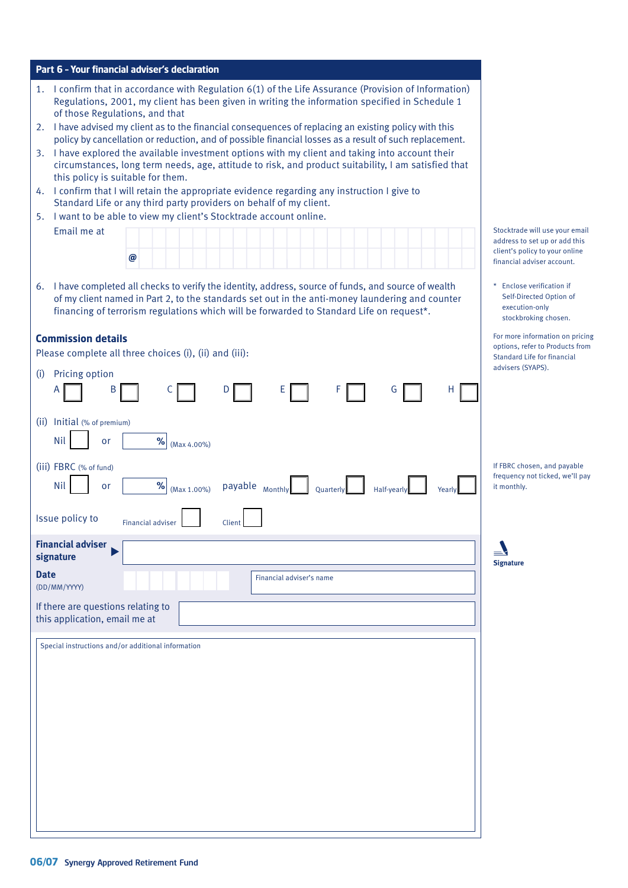## Part 6 – Your financial adviser's declaration

1. I confirm that in accordance with Regulation 6(1) of the Life Assurance (Provision of Information) Regulations, 2001, my client has been given in writing the information specified in Schedule 1 of those Regulations, and that
2. I have advised my client as to the financial consequences of replacing an existing policy with this policy by cancellation or reduction, and of possible financial losses as a result of such replacement.
3. I have explored the available investment options with my client and taking into account their circumstances, long term needs, age, attitude to risk, and product suitability, I am satisfied that this policy is suitable for them.
4. I confirm that I will retain the appropriate evidence regarding any instruction I give to Standard Life or any third party providers on behalf of my client.
5. I want to be able to view my client's Stocktrade account online.

   Email me at ______________________ @ ______________________

   Stocktrade will use your email address to set up or add this client's policy to your online financial adviser account.

6. I have completed all checks to verify the identity, address, source of funds, and source of wealth of my client named in Part 2, to the standards set out in the anti-money laundering and counter financing of terrorism regulations which will be forwarded to Standard Life on request*.

\* Enclose verification if Self-Directed Option of execution-only stockbroking chosen.

### Commission details

Please complete all three choices (i), (ii) and (iii):

For more information on pricing options, refer to Products from Standard Life for financial advisers (SYAPS).

(i) Pricing option

A ☐ B ☐ C ☐ D ☐ E ☐ F ☐ G ☐ H ☐

(ii) Initial (% of premium)

Nil ☐ or ______ % (Max 4.00%)

(iii) FBRC (% of fund)

Nil ☐ or ______ % (Max 1.00%) payable Monthly ☐ Quarterly ☐ Half-yearly ☐ Yearly ☐

If FBRC chosen, and payable frequency not ticked, we'll pay it monthly.

Issue policy to Financial adviser ☐ Client ☐

**Financial adviser signature** ▶ ______________________

Signature

**Date** (DD/MM/YYYY) ______________________

Financial adviser's name ______________________

If there are questions relating to this application, email me at ______________________

Special instructions and/or additional information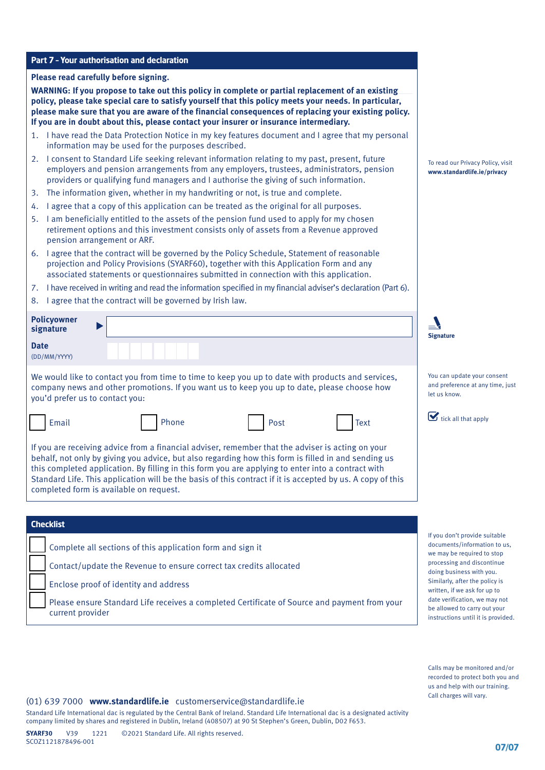## Part 7 – Your authorisation and declaration

**Please read carefully before signing.**

**WARNING: If you propose to take out this policy in complete or partial replacement of an existing policy, please take special care to satisfy yourself that this policy meets your needs. In particular, please make sure that you are aware of the financial consequences of replacing your existing policy. If you are in doubt about this, please contact your insurer or insurance intermediary.**

1. I have read the Data Protection Notice in my key features document and I agree that my personal information may be used for the purposes described.
2. I consent to Standard Life seeking relevant information relating to my past, present, future employers and pension arrangements from any employers, trustees, administrators, pension providers or qualifying fund managers and I authorise the giving of such information.
3. The information given, whether in my handwriting or not, is true and complete.
4. I agree that a copy of this application can be treated as the original for all purposes.
5. I am beneficially entitled to the assets of the pension fund used to apply for my chosen retirement options and this investment consists only of assets from a Revenue approved pension arrangement or ARF.
6. I agree that the contract will be governed by the Policy Schedule, Statement of reasonable projection and Policy Provisions (SYARF60), together with this Application Form and any associated statements or questionnaires submitted in connection with this application.
7. I have received in writing and read the information specified in my financial adviser's declaration (Part 6).
8. I agree that the contract will be governed by Irish law.

To read our Privacy Policy, visit **www.standardlife.ie/privacy**

**Policyowner signature** ▶ ______________________

**Signature**

**Date** (DD/MM/YYYY) __ __ / __ __ / __ __ __ __

We would like to contact you from time to time to keep you up to date with products and services, company news and other promotions. If you want us to keep you up to date, please choose how you'd prefer us to contact you:

You can update your consent and preference at any time, just let us know.

☐ Email ☐ Phone ☐ Post ☐ Text

tick all that apply

If you are receiving advice from a financial adviser, remember that the adviser is acting on your behalf, not only by giving you advice, but also regarding how this form is filled in and sending us this completed application. By filling in this form you are applying to enter into a contract with Standard Life. This application will be the basis of this contract if it is accepted by us. A copy of this completed form is available on request.

## Checklist

- ☐ Complete all sections of this application form and sign it
- ☐ Contact/update the Revenue to ensure correct tax credits allocated
- ☐ Enclose proof of identity and address
- ☐ Please ensure Standard Life receives a completed Certificate of Source and payment from your current provider

If you don't provide suitable documents/information to us, we may be required to stop processing and discontinue doing business with you. Similarly, after the policy is written, if we ask for up to date verification, we may not be allowed to carry out your instructions until it is provided.

Calls may be monitored and/or recorded to protect both you and us and help with our training. Call charges will vary.

(01) 639 7000 **www.standardlife.ie** customerservice@standardlife.ie

Standard Life International dac is regulated by the Central Bank of Ireland. Standard Life International dac is a designated activity company limited by shares and registered in Dublin, Ireland (408507) at 90 St Stephen's Green, Dublin, D02 F653.

**SYARF30** V39 1221 ©2021 Standard Life. All rights reserved.
SCOZ1121878496-001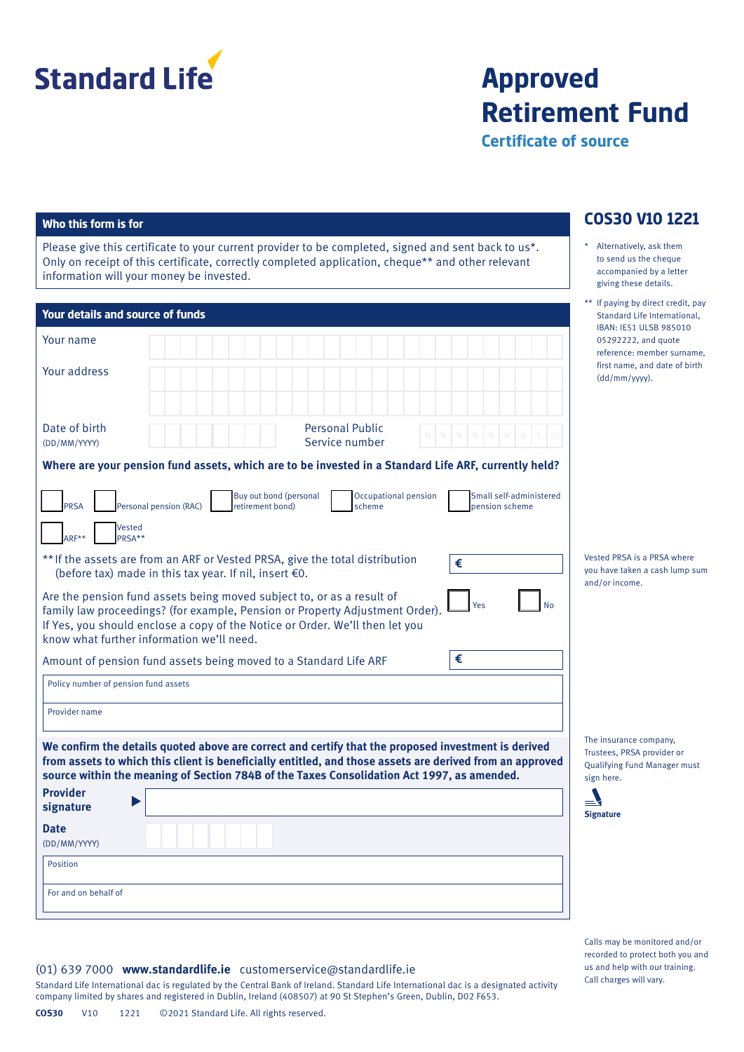# Standard Life

# Approved Retirement Fund

## Certificate of source

**COS30 V10 1221**

### Who this form is for

Please give this certificate to your current provider to be completed, signed and sent back to us*. Only on receipt of this certificate, correctly completed application, cheque** and other relevant information will your money be invested.

\* Alternatively, ask them to send us the cheque accompanied by a letter giving these details.

\*\* If paying by direct credit, pay Standard Life International, IBAN: IE51 ULSB 985010 05292222, and quote reference: member surname, first name, and date of birth (dd/mm/yyyy).

### Your details and source of funds

Your name

Your address

Date of birth (DD/MM/YYYY)

Personal Public Service number

**Where are your pension fund assets, which are to be invested in a Standard Life ARF, currently held?**

- ☐ PRSA
- ☐ Personal pension (RAC)
- ☐ Buy out bond (personal retirement bond)
- ☐ Occupational pension scheme
- ☐ Small self-administered pension scheme
- ☐ ARF**
- ☐ Vested PRSA**

Vested PRSA is a PRSA where you have taken a cash lump sum and/or income.

\*\*If the assets are from an ARF or Vested PRSA, give the total distribution (before tax) made in this tax year. If nil, insert €0. €

Are the pension fund assets being moved subject to, or as a result of family law proceedings? (for example, Pension or Property Adjustment Order). If Yes, you should enclose a copy of the Notice or Order. We'll then let you know what further information we'll need. ☐ Yes ☐ No

Amount of pension fund assets being moved to a Standard Life ARF €

Policy number of pension fund assets

Provider name

**We confirm the details quoted above are correct and certify that the proposed investment is derived from assets to which this client is beneficially entitled, and those assets are derived from an approved source within the meaning of Section 784B of the Taxes Consolidation Act 1997, as amended.**

The insurance company, Trustees, PRSA provider or Qualifying Fund Manager must sign here.

**Provider signature** ▶

**Signature**

**Date** (DD/MM/YYYY)

Position

For and on behalf of

(01) 639 7000 **www.standardlife.ie** customerservice@standardlife.ie

Calls may be monitored and/or recorded to protect both you and us and help with our training. Call charges will vary.

Standard Life International dac is regulated by the Central Bank of Ireland. Standard Life International dac is a designated activity company limited by shares and registered in Dublin, Ireland (408507) at 90 St Stephen's Green, Dublin, D02 F653.

**COS30** V10 1221 ©2021 Standard Life. All rights reserved.